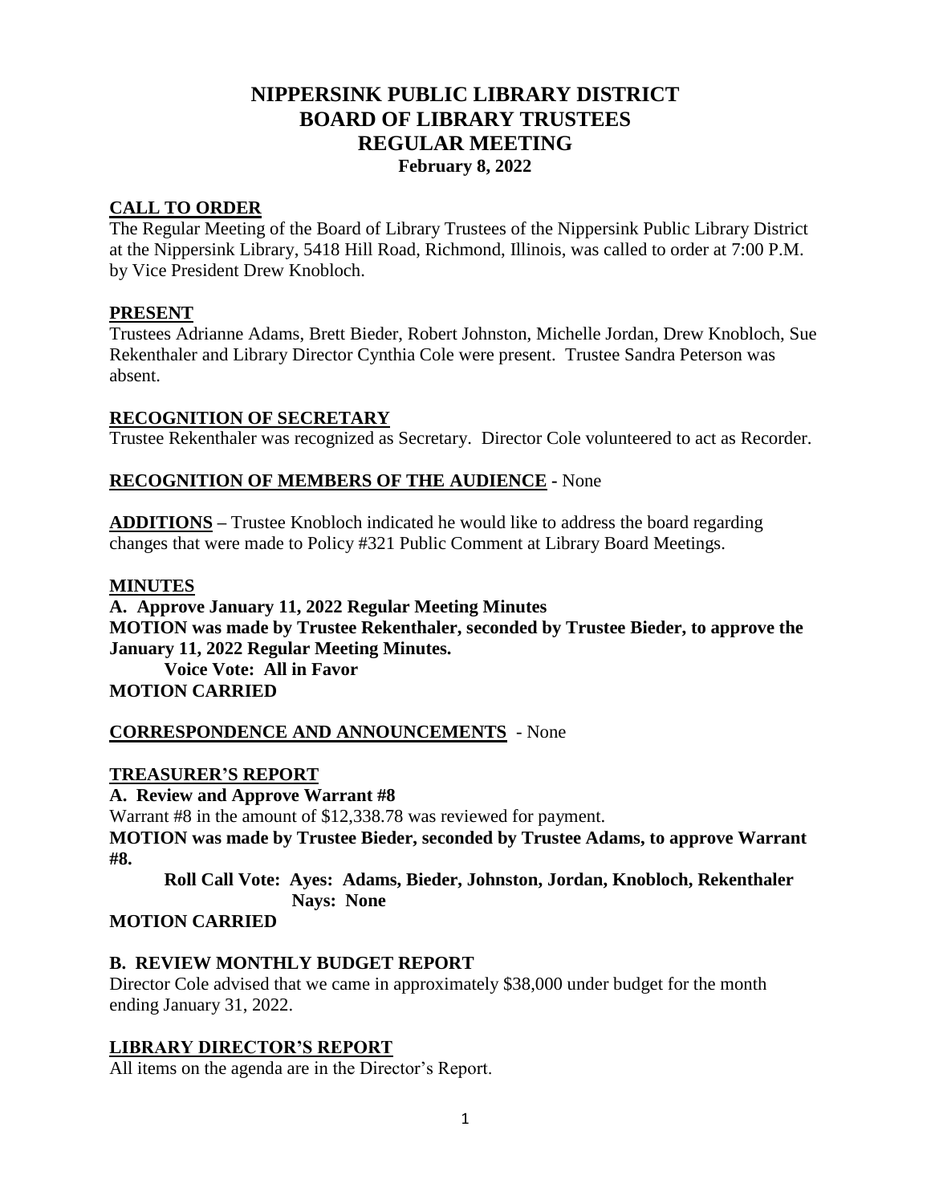# NIPPERSINK PUBLIC LIBRARY DISTRICT
# BOARD OF LIBRARY TRUSTEES
# REGULAR MEETING
**February 8, 2022**

## CALL TO ORDER

The Regular Meeting of the Board of Library Trustees of the Nippersink Public Library District at the Nippersink Library, 5418 Hill Road, Richmond, Illinois, was called to order at 7:00 P.M. by Vice President Drew Knobloch.

## PRESENT

Trustees Adrianne Adams, Brett Bieder, Robert Johnston, Michelle Jordan, Drew Knobloch, Sue Rekenthaler and Library Director Cynthia Cole were present. Trustee Sandra Peterson was absent.

## RECOGNITION OF SECRETARY

Trustee Rekenthaler was recognized as Secretary. Director Cole volunteered to act as Recorder.

## RECOGNITION OF MEMBERS OF THE AUDIENCE - None

**ADDITIONS** – Trustee Knobloch indicated he would like to address the board regarding changes that were made to Policy #321 Public Comment at Library Board Meetings.

## MINUTES

**A. Approve January 11, 2022 Regular Meeting Minutes**

**MOTION was made by Trustee Rekenthaler, seconded by Trustee Bieder, to approve the January 11, 2022 Regular Meeting Minutes.**

**Voice Vote: All in Favor**

**MOTION CARRIED**

## CORRESPONDENCE AND ANNOUNCEMENTS - None

## TREASURER'S REPORT

**A. Review and Approve Warrant #8**

Warrant #8 in the amount of $12,338.78 was reviewed for payment.

**MOTION was made by Trustee Bieder, seconded by Trustee Adams, to approve Warrant #8.**

**Roll Call Vote: Ayes: Adams, Bieder, Johnston, Jordan, Knobloch, Rekenthaler**
**Nays: None**

**MOTION CARRIED**

### B. REVIEW MONTHLY BUDGET REPORT

Director Cole advised that we came in approximately $38,000 under budget for the month ending January 31, 2022.

## LIBRARY DIRECTOR'S REPORT

All items on the agenda are in the Director's Report.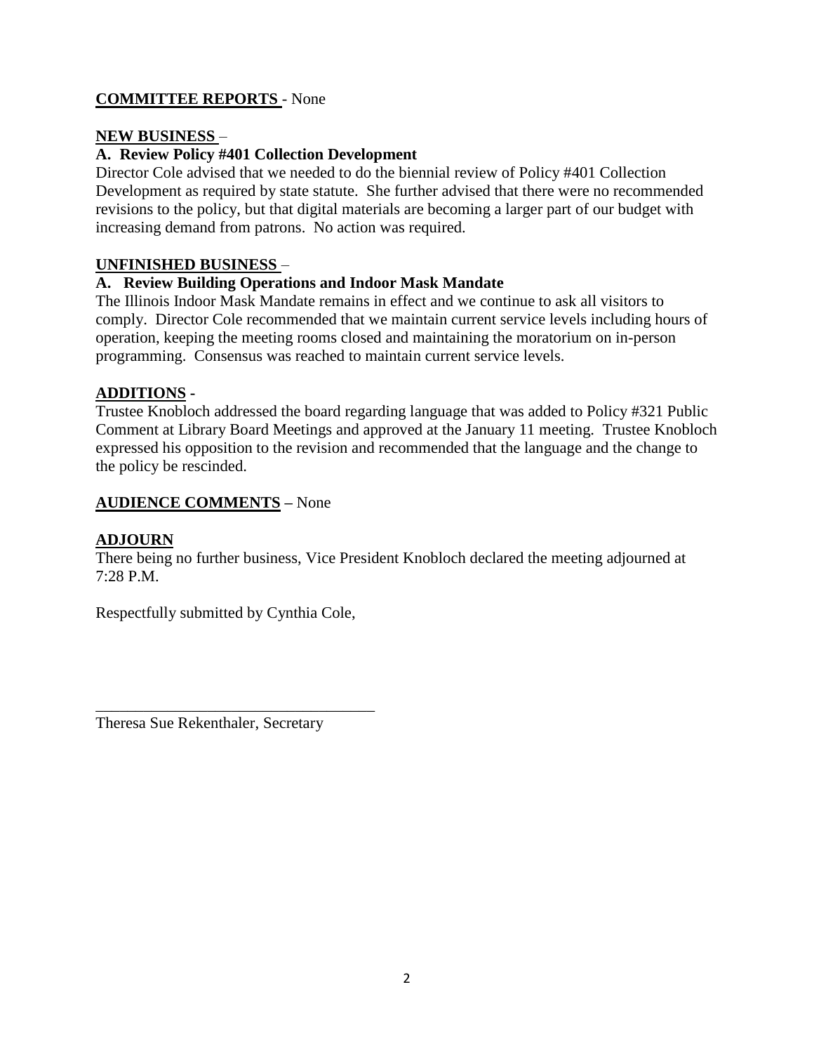**COMMITTEE REPORTS** - None

**NEW BUSINESS** –

**A. Review Policy #401 Collection Development**

Director Cole advised that we needed to do the biennial review of Policy #401 Collection Development as required by state statute. She further advised that there were no recommended revisions to the policy, but that digital materials are becoming a larger part of our budget with increasing demand from patrons. No action was required.

**UNFINISHED BUSINESS** –

**A. Review Building Operations and Indoor Mask Mandate**

The Illinois Indoor Mask Mandate remains in effect and we continue to ask all visitors to comply. Director Cole recommended that we maintain current service levels including hours of operation, keeping the meeting rooms closed and maintaining the moratorium on in-person programming. Consensus was reached to maintain current service levels.

**ADDITIONS** -

Trustee Knobloch addressed the board regarding language that was added to Policy #321 Public Comment at Library Board Meetings and approved at the January 11 meeting. Trustee Knobloch expressed his opposition to the revision and recommended that the language and the change to the policy be rescinded.

**AUDIENCE COMMENTS** – None

**ADJOURN**

There being no further business, Vice President Knobloch declared the meeting adjourned at 7:28 P.M.

Respectfully submitted by Cynthia Cole,

\_\_\_\_\_\_\_\_\_\_\_\_\_\_\_\_\_\_\_\_\_\_\_\_\_\_\_\_\_\_\_\_\_\_\_\_

Theresa Sue Rekenthaler, Secretary